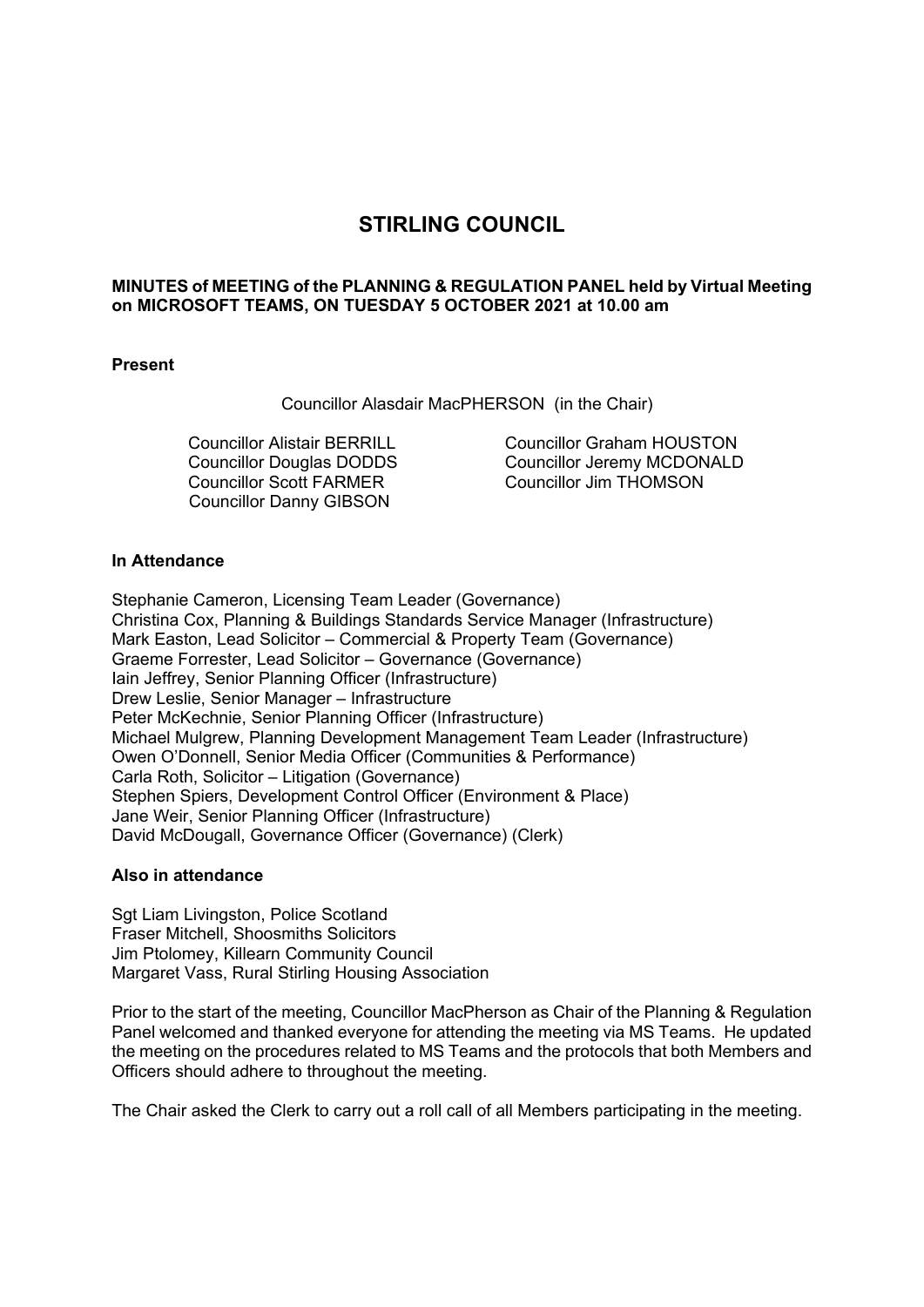# STIRLING COUNCIL

**MINUTES of MEETING of the PLANNING & REGULATION PANEL held by Virtual Meeting on MICROSOFT TEAMS, ON TUESDAY 5 OCTOBER 2021 at 10.00 am**

**Present**

Councillor Alasdair MacPHERSON (in the Chair)

Councillor Alistair BERRILL
Councillor Douglas DODDS
Councillor Scott FARMER
Councillor Danny GIBSON
Councillor Graham HOUSTON
Councillor Jeremy MCDONALD
Councillor Jim THOMSON

**In Attendance**

Stephanie Cameron, Licensing Team Leader (Governance)
Christina Cox, Planning & Buildings Standards Service Manager (Infrastructure)
Mark Easton, Lead Solicitor – Commercial & Property Team (Governance)
Graeme Forrester, Lead Solicitor – Governance (Governance)
Iain Jeffrey, Senior Planning Officer (Infrastructure)
Drew Leslie, Senior Manager – Infrastructure
Peter McKechnie, Senior Planning Officer (Infrastructure)
Michael Mulgrew, Planning Development Management Team Leader (Infrastructure)
Owen O'Donnell, Senior Media Officer (Communities & Performance)
Carla Roth, Solicitor – Litigation (Governance)
Stephen Spiers, Development Control Officer (Environment & Place)
Jane Weir, Senior Planning Officer (Infrastructure)
David McDougall, Governance Officer (Governance) (Clerk)

**Also in attendance**

Sgt Liam Livingston, Police Scotland
Fraser Mitchell, Shoosmiths Solicitors
Jim Ptolomey, Killearn Community Council
Margaret Vass, Rural Stirling Housing Association

Prior to the start of the meeting, Councillor MacPherson as Chair of the Planning & Regulation Panel welcomed and thanked everyone for attending the meeting via MS Teams. He updated the meeting on the procedures related to MS Teams and the protocols that both Members and Officers should adhere to throughout the meeting.

The Chair asked the Clerk to carry out a roll call of all Members participating in the meeting.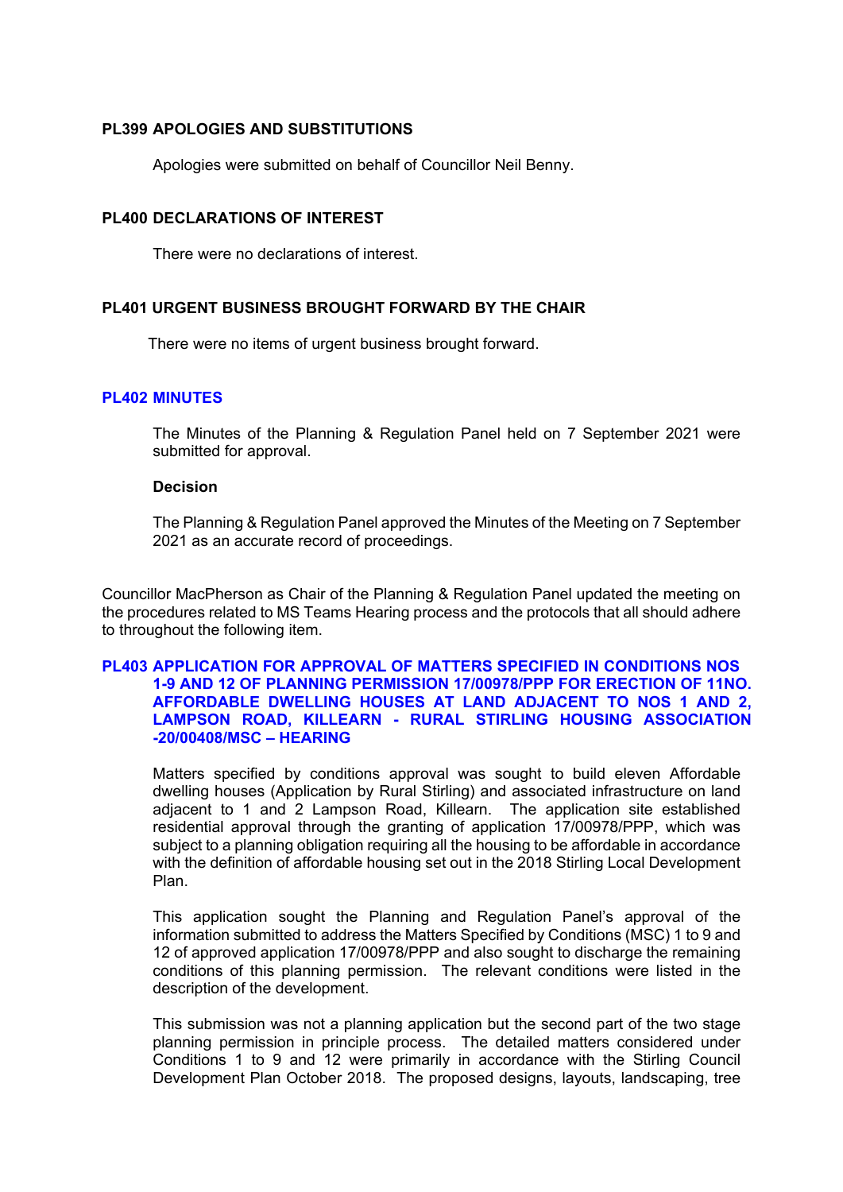### PL399 APOLOGIES AND SUBSTITUTIONS

Apologies were submitted on behalf of Councillor Neil Benny.

### PL400 DECLARATIONS OF INTEREST

There were no declarations of interest.

### PL401 URGENT BUSINESS BROUGHT FORWARD BY THE CHAIR

There were no items of urgent business brought forward.

### PL402 MINUTES

The Minutes of the Planning & Regulation Panel held on 7 September 2021 were submitted for approval.

**Decision**

The Planning & Regulation Panel approved the Minutes of the Meeting on 7 September 2021 as an accurate record of proceedings.

Councillor MacPherson as Chair of the Planning & Regulation Panel updated the meeting on the procedures related to MS Teams Hearing process and the protocols that all should adhere to throughout the following item.

### PL403 APPLICATION FOR APPROVAL OF MATTERS SPECIFIED IN CONDITIONS NOS 1-9 AND 12 OF PLANNING PERMISSION 17/00978/PPP FOR ERECTION OF 11NO. AFFORDABLE DWELLING HOUSES AT LAND ADJACENT TO NOS 1 AND 2, LAMPSON ROAD, KILLEARN - RURAL STIRLING HOUSING ASSOCIATION -20/00408/MSC – HEARING

Matters specified by conditions approval was sought to build eleven Affordable dwelling houses (Application by Rural Stirling) and associated infrastructure on land adjacent to 1 and 2 Lampson Road, Killearn. The application site established residential approval through the granting of application 17/00978/PPP, which was subject to a planning obligation requiring all the housing to be affordable in accordance with the definition of affordable housing set out in the 2018 Stirling Local Development Plan.

This application sought the Planning and Regulation Panel's approval of the information submitted to address the Matters Specified by Conditions (MSC) 1 to 9 and 12 of approved application 17/00978/PPP and also sought to discharge the remaining conditions of this planning permission. The relevant conditions were listed in the description of the development.

This submission was not a planning application but the second part of the two stage planning permission in principle process. The detailed matters considered under Conditions 1 to 9 and 12 were primarily in accordance with the Stirling Council Development Plan October 2018. The proposed designs, layouts, landscaping, tree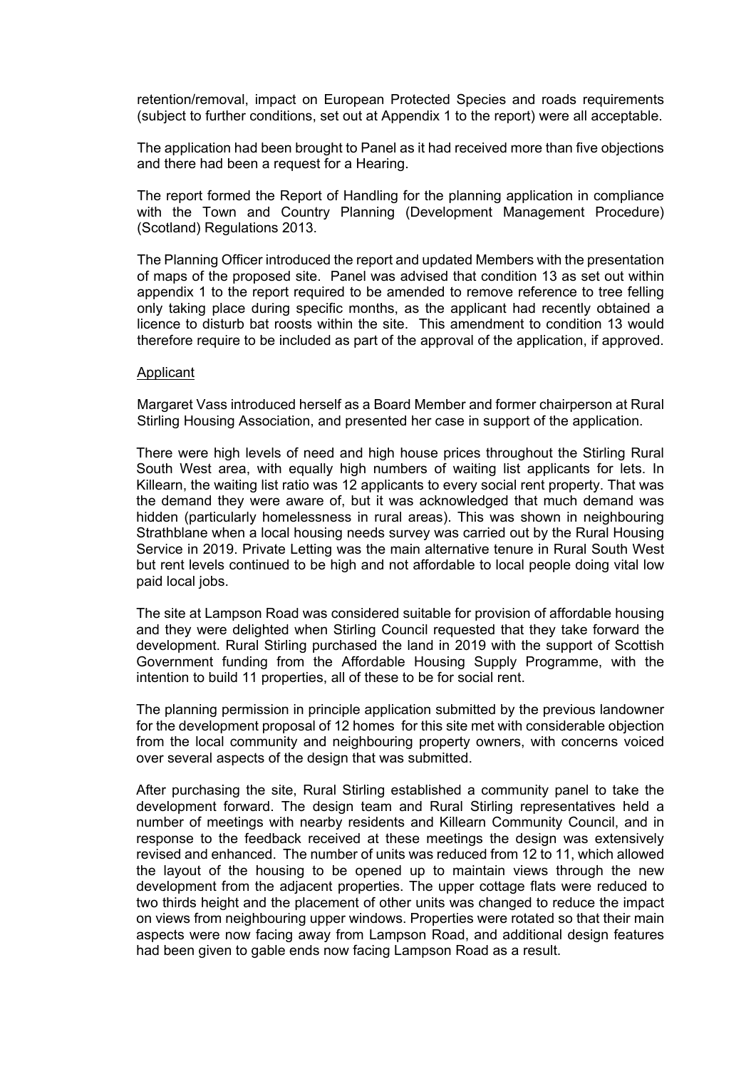retention/removal, impact on European Protected Species and roads requirements (subject to further conditions, set out at Appendix 1 to the report) were all acceptable.

The application had been brought to Panel as it had received more than five objections and there had been a request for a Hearing.

The report formed the Report of Handling for the planning application in compliance with the Town and Country Planning (Development Management Procedure) (Scotland) Regulations 2013.

The Planning Officer introduced the report and updated Members with the presentation of maps of the proposed site. Panel was advised that condition 13 as set out within appendix 1 to the report required to be amended to remove reference to tree felling only taking place during specific months, as the applicant had recently obtained a licence to disturb bat roosts within the site. This amendment to condition 13 would therefore require to be included as part of the approval of the application, if approved.

Applicant

Margaret Vass introduced herself as a Board Member and former chairperson at Rural Stirling Housing Association, and presented her case in support of the application.

There were high levels of need and high house prices throughout the Stirling Rural South West area, with equally high numbers of waiting list applicants for lets. In Killearn, the waiting list ratio was 12 applicants to every social rent property. That was the demand they were aware of, but it was acknowledged that much demand was hidden (particularly homelessness in rural areas). This was shown in neighbouring Strathblane when a local housing needs survey was carried out by the Rural Housing Service in 2019. Private Letting was the main alternative tenure in Rural South West but rent levels continued to be high and not affordable to local people doing vital low paid local jobs.

The site at Lampson Road was considered suitable for provision of affordable housing and they were delighted when Stirling Council requested that they take forward the development. Rural Stirling purchased the land in 2019 with the support of Scottish Government funding from the Affordable Housing Supply Programme, with the intention to build 11 properties, all of these to be for social rent.

The planning permission in principle application submitted by the previous landowner for the development proposal of 12 homes for this site met with considerable objection from the local community and neighbouring property owners, with concerns voiced over several aspects of the design that was submitted.

After purchasing the site, Rural Stirling established a community panel to take the development forward. The design team and Rural Stirling representatives held a number of meetings with nearby residents and Killearn Community Council, and in response to the feedback received at these meetings the design was extensively revised and enhanced. The number of units was reduced from 12 to 11, which allowed the layout of the housing to be opened up to maintain views through the new development from the adjacent properties. The upper cottage flats were reduced to two thirds height and the placement of other units was changed to reduce the impact on views from neighbouring upper windows. Properties were rotated so that their main aspects were now facing away from Lampson Road, and additional design features had been given to gable ends now facing Lampson Road as a result.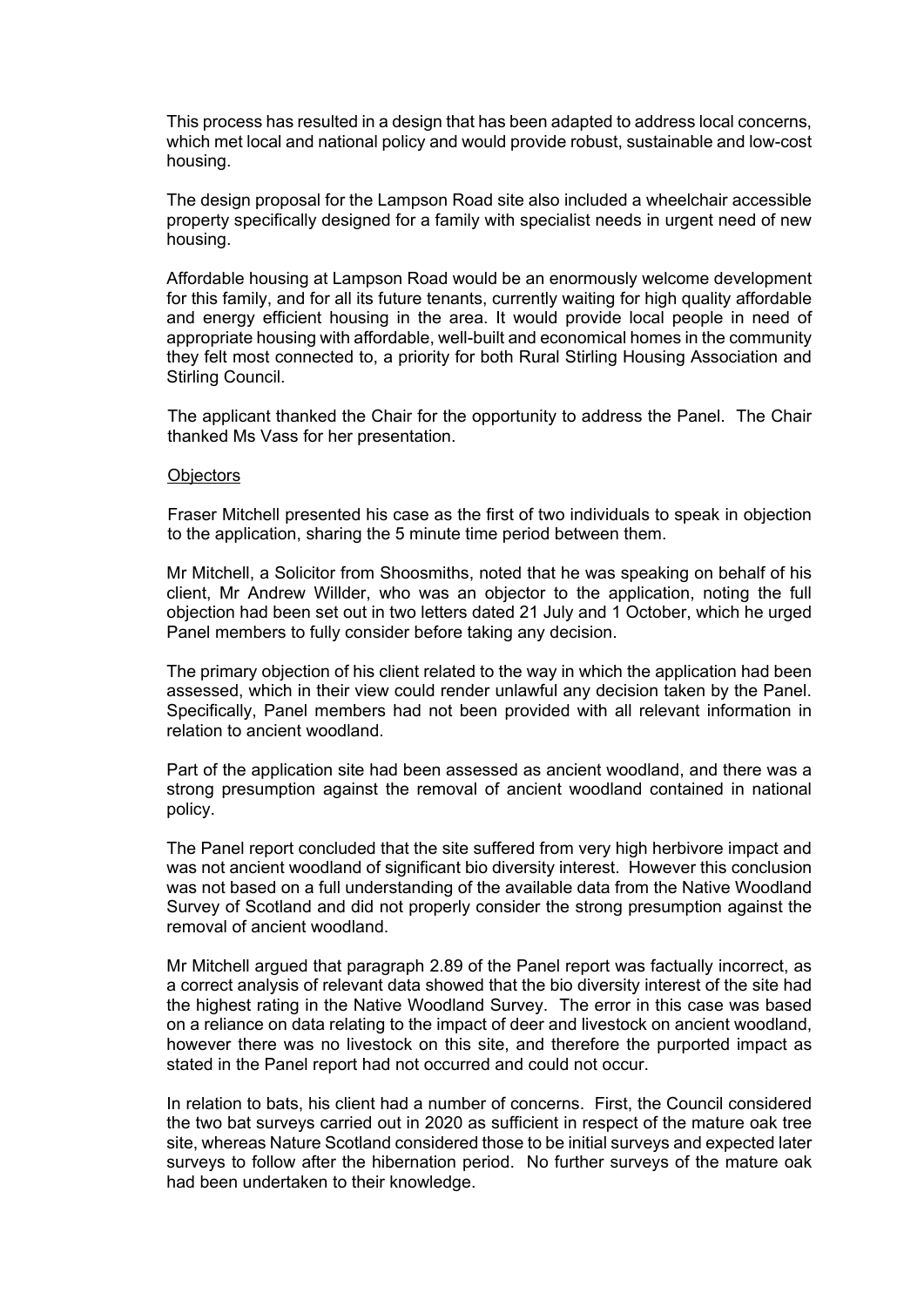This process has resulted in a design that has been adapted to address local concerns, which met local and national policy and would provide robust, sustainable and low-cost housing.

The design proposal for the Lampson Road site also included a wheelchair accessible property specifically designed for a family with specialist needs in urgent need of new housing.

Affordable housing at Lampson Road would be an enormously welcome development for this family, and for all its future tenants, currently waiting for high quality affordable and energy efficient housing in the area. It would provide local people in need of appropriate housing with affordable, well-built and economical homes in the community they felt most connected to, a priority for both Rural Stirling Housing Association and Stirling Council.

The applicant thanked the Chair for the opportunity to address the Panel. The Chair thanked Ms Vass for her presentation.

Objectors

Fraser Mitchell presented his case as the first of two individuals to speak in objection to the application, sharing the 5 minute time period between them.

Mr Mitchell, a Solicitor from Shoosmiths, noted that he was speaking on behalf of his client, Mr Andrew Willder, who was an objector to the application, noting the full objection had been set out in two letters dated 21 July and 1 October, which he urged Panel members to fully consider before taking any decision.

The primary objection of his client related to the way in which the application had been assessed, which in their view could render unlawful any decision taken by the Panel. Specifically, Panel members had not been provided with all relevant information in relation to ancient woodland.

Part of the application site had been assessed as ancient woodland, and there was a strong presumption against the removal of ancient woodland contained in national policy.

The Panel report concluded that the site suffered from very high herbivore impact and was not ancient woodland of significant bio diversity interest. However this conclusion was not based on a full understanding of the available data from the Native Woodland Survey of Scotland and did not properly consider the strong presumption against the removal of ancient woodland.

Mr Mitchell argued that paragraph 2.89 of the Panel report was factually incorrect, as a correct analysis of relevant data showed that the bio diversity interest of the site had the highest rating in the Native Woodland Survey. The error in this case was based on a reliance on data relating to the impact of deer and livestock on ancient woodland, however there was no livestock on this site, and therefore the purported impact as stated in the Panel report had not occurred and could not occur.

In relation to bats, his client had a number of concerns. First, the Council considered the two bat surveys carried out in 2020 as sufficient in respect of the mature oak tree site, whereas Nature Scotland considered those to be initial surveys and expected later surveys to follow after the hibernation period. No further surveys of the mature oak had been undertaken to their knowledge.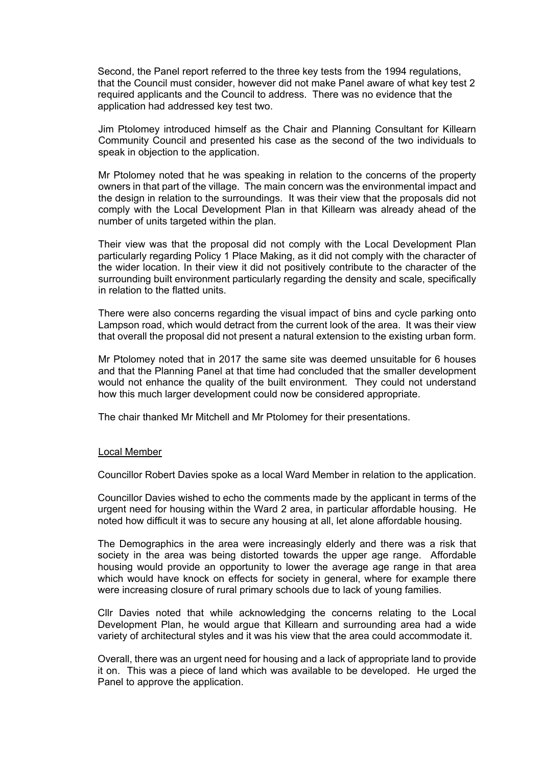Second, the Panel report referred to the three key tests from the 1994 regulations, that the Council must consider, however did not make Panel aware of what key test 2 required applicants and the Council to address. There was no evidence that the application had addressed key test two.

Jim Ptolomey introduced himself as the Chair and Planning Consultant for Killearn Community Council and presented his case as the second of the two individuals to speak in objection to the application.

Mr Ptolomey noted that he was speaking in relation to the concerns of the property owners in that part of the village. The main concern was the environmental impact and the design in relation to the surroundings. It was their view that the proposals did not comply with the Local Development Plan in that Killearn was already ahead of the number of units targeted within the plan.

Their view was that the proposal did not comply with the Local Development Plan particularly regarding Policy 1 Place Making, as it did not comply with the character of the wider location. In their view it did not positively contribute to the character of the surrounding built environment particularly regarding the density and scale, specifically in relation to the flatted units.

There were also concerns regarding the visual impact of bins and cycle parking onto Lampson road, which would detract from the current look of the area. It was their view that overall the proposal did not present a natural extension to the existing urban form.

Mr Ptolomey noted that in 2017 the same site was deemed unsuitable for 6 houses and that the Planning Panel at that time had concluded that the smaller development would not enhance the quality of the built environment. They could not understand how this much larger development could now be considered appropriate.

The chair thanked Mr Mitchell and Mr Ptolomey for their presentations.

## Local Member

Councillor Robert Davies spoke as a local Ward Member in relation to the application.

Councillor Davies wished to echo the comments made by the applicant in terms of the urgent need for housing within the Ward 2 area, in particular affordable housing. He noted how difficult it was to secure any housing at all, let alone affordable housing.

The Demographics in the area were increasingly elderly and there was a risk that society in the area was being distorted towards the upper age range. Affordable housing would provide an opportunity to lower the average age range in that area which would have knock on effects for society in general, where for example there were increasing closure of rural primary schools due to lack of young families.

Cllr Davies noted that while acknowledging the concerns relating to the Local Development Plan, he would argue that Killearn and surrounding area had a wide variety of architectural styles and it was his view that the area could accommodate it.

Overall, there was an urgent need for housing and a lack of appropriate land to provide it on. This was a piece of land which was available to be developed. He urged the Panel to approve the application.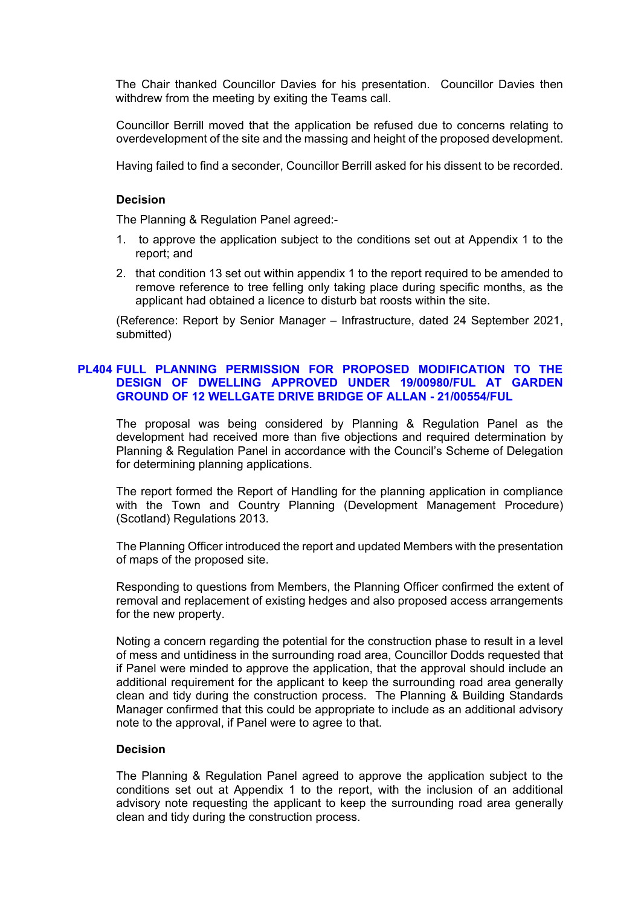The Chair thanked Councillor Davies for his presentation. Councillor Davies then withdrew from the meeting by exiting the Teams call.

Councillor Berrill moved that the application be refused due to concerns relating to overdevelopment of the site and the massing and height of the proposed development.

Having failed to find a seconder, Councillor Berrill asked for his dissent to be recorded.

**Decision**

The Planning & Regulation Panel agreed:-

1. to approve the application subject to the conditions set out at Appendix 1 to the report; and
2. that condition 13 set out within appendix 1 to the report required to be amended to remove reference to tree felling only taking place during specific months, as the applicant had obtained a licence to disturb bat roosts within the site.

(Reference: Report by Senior Manager – Infrastructure, dated 24 September 2021, submitted)

## PL404 FULL PLANNING PERMISSION FOR PROPOSED MODIFICATION TO THE DESIGN OF DWELLING APPROVED UNDER 19/00980/FUL AT GARDEN GROUND OF 12 WELLGATE DRIVE BRIDGE OF ALLAN - 21/00554/FUL

The proposal was being considered by Planning & Regulation Panel as the development had received more than five objections and required determination by Planning & Regulation Panel in accordance with the Council's Scheme of Delegation for determining planning applications.

The report formed the Report of Handling for the planning application in compliance with the Town and Country Planning (Development Management Procedure) (Scotland) Regulations 2013.

The Planning Officer introduced the report and updated Members with the presentation of maps of the proposed site.

Responding to questions from Members, the Planning Officer confirmed the extent of removal and replacement of existing hedges and also proposed access arrangements for the new property.

Noting a concern regarding the potential for the construction phase to result in a level of mess and untidiness in the surrounding road area, Councillor Dodds requested that if Panel were minded to approve the application, that the approval should include an additional requirement for the applicant to keep the surrounding road area generally clean and tidy during the construction process. The Planning & Building Standards Manager confirmed that this could be appropriate to include as an additional advisory note to the approval, if Panel were to agree to that.

**Decision**

The Planning & Regulation Panel agreed to approve the application subject to the conditions set out at Appendix 1 to the report, with the inclusion of an additional advisory note requesting the applicant to keep the surrounding road area generally clean and tidy during the construction process.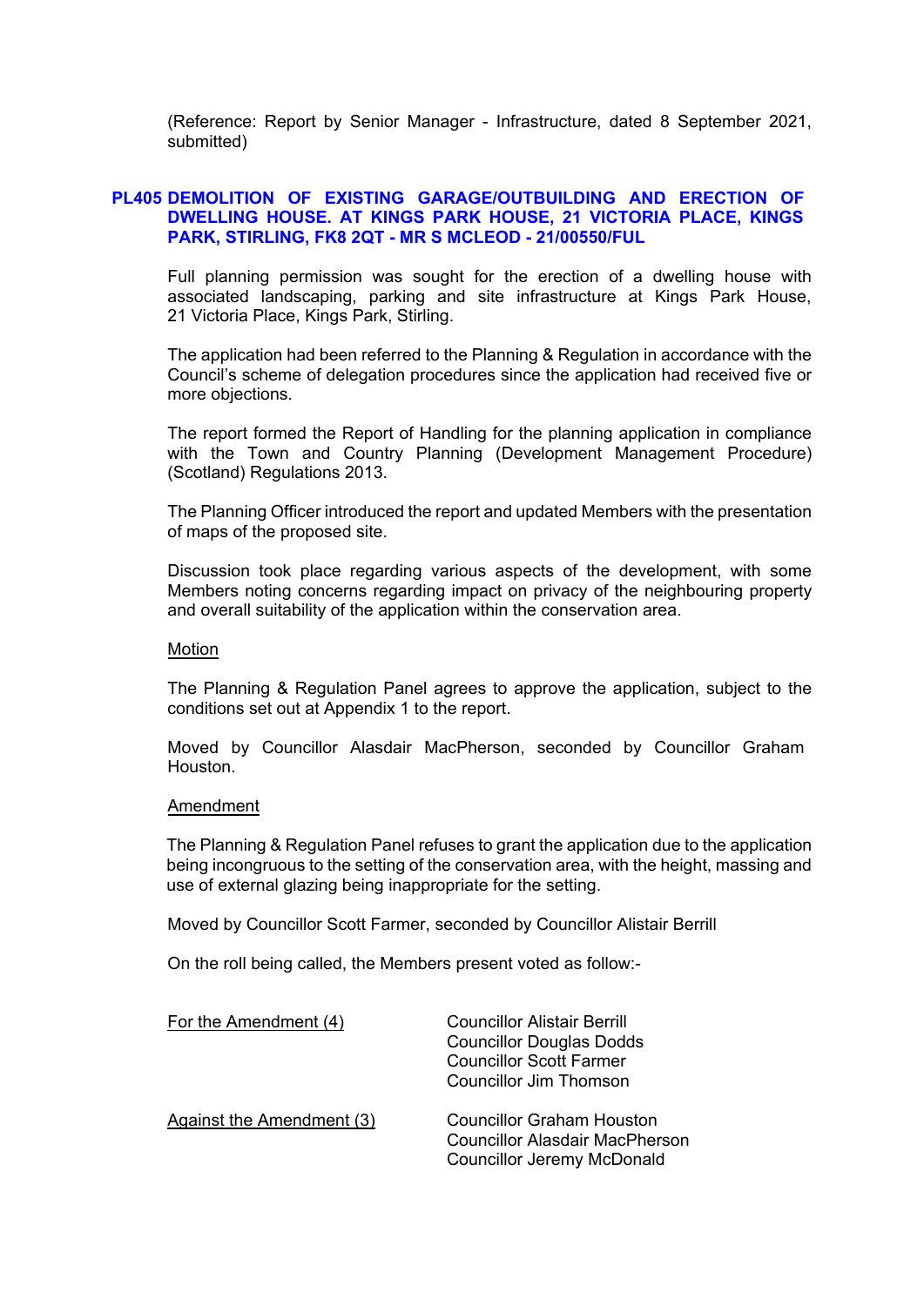(Reference: Report by Senior Manager - Infrastructure, dated 8 September 2021, submitted)

## PL405 DEMOLITION OF EXISTING GARAGE/OUTBUILDING AND ERECTION OF DWELLING HOUSE. AT KINGS PARK HOUSE, 21 VICTORIA PLACE, KINGS PARK, STIRLING, FK8 2QT - MR S MCLEOD - 21/00550/FUL

Full planning permission was sought for the erection of a dwelling house with associated landscaping, parking and site infrastructure at Kings Park House, 21 Victoria Place, Kings Park, Stirling.

The application had been referred to the Planning & Regulation in accordance with the Council's scheme of delegation procedures since the application had received five or more objections.

The report formed the Report of Handling for the planning application in compliance with the Town and Country Planning (Development Management Procedure) (Scotland) Regulations 2013.

The Planning Officer introduced the report and updated Members with the presentation of maps of the proposed site.

Discussion took place regarding various aspects of the development, with some Members noting concerns regarding impact on privacy of the neighbouring property and overall suitability of the application within the conservation area.

Motion

The Planning & Regulation Panel agrees to approve the application, subject to the conditions set out at Appendix 1 to the report.

Moved by Councillor Alasdair MacPherson, seconded by Councillor Graham Houston.

Amendment

The Planning & Regulation Panel refuses to grant the application due to the application being incongruous to the setting of the conservation area, with the height, massing and use of external glazing being inappropriate for the setting.

Moved by Councillor Scott Farmer, seconded by Councillor Alistair Berrill

On the roll being called, the Members present voted as follow:-

| | |
|---|---|
| For the Amendment (4) | Councillor Alistair Berrill<br>Councillor Douglas Dodds<br>Councillor Scott Farmer<br>Councillor Jim Thomson |
| Against the Amendment (3) | Councillor Graham Houston<br>Councillor Alasdair MacPherson<br>Councillor Jeremy McDonald |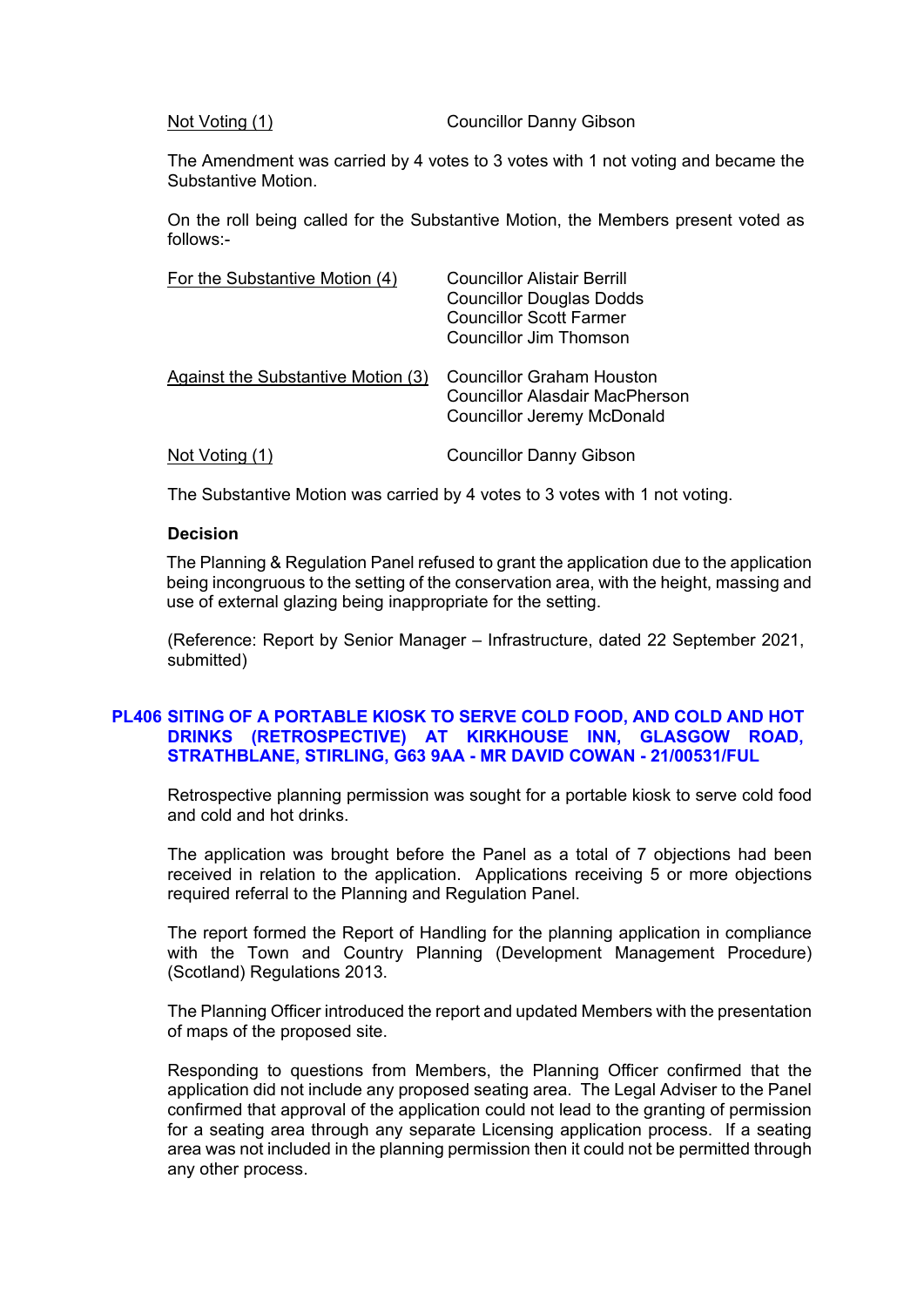Not Voting (1) Councillor Danny Gibson

The Amendment was carried by 4 votes to 3 votes with 1 not voting and became the Substantive Motion.

On the roll being called for the Substantive Motion, the Members present voted as follows:-

| | |
|---|---|
| For the Substantive Motion (4) | Councillor Alistair Berrill<br>Councillor Douglas Dodds<br>Councillor Scott Farmer<br>Councillor Jim Thomson |
| Against the Substantive Motion (3) | Councillor Graham Houston<br>Councillor Alasdair MacPherson<br>Councillor Jeremy McDonald |
| Not Voting (1) | Councillor Danny Gibson |

The Substantive Motion was carried by 4 votes to 3 votes with 1 not voting.

**Decision**

The Planning & Regulation Panel refused to grant the application due to the application being incongruous to the setting of the conservation area, with the height, massing and use of external glazing being inappropriate for the setting.

(Reference: Report by Senior Manager – Infrastructure, dated 22 September 2021, submitted)

## PL406 SITING OF A PORTABLE KIOSK TO SERVE COLD FOOD, AND COLD AND HOT DRINKS (RETROSPECTIVE) AT KIRKHOUSE INN, GLASGOW ROAD, STRATHBLANE, STIRLING, G63 9AA - MR DAVID COWAN - 21/00531/FUL

Retrospective planning permission was sought for a portable kiosk to serve cold food and cold and hot drinks.

The application was brought before the Panel as a total of 7 objections had been received in relation to the application. Applications receiving 5 or more objections required referral to the Planning and Regulation Panel.

The report formed the Report of Handling for the planning application in compliance with the Town and Country Planning (Development Management Procedure) (Scotland) Regulations 2013.

The Planning Officer introduced the report and updated Members with the presentation of maps of the proposed site.

Responding to questions from Members, the Planning Officer confirmed that the application did not include any proposed seating area. The Legal Adviser to the Panel confirmed that approval of the application could not lead to the granting of permission for a seating area through any separate Licensing application process. If a seating area was not included in the planning permission then it could not be permitted through any other process.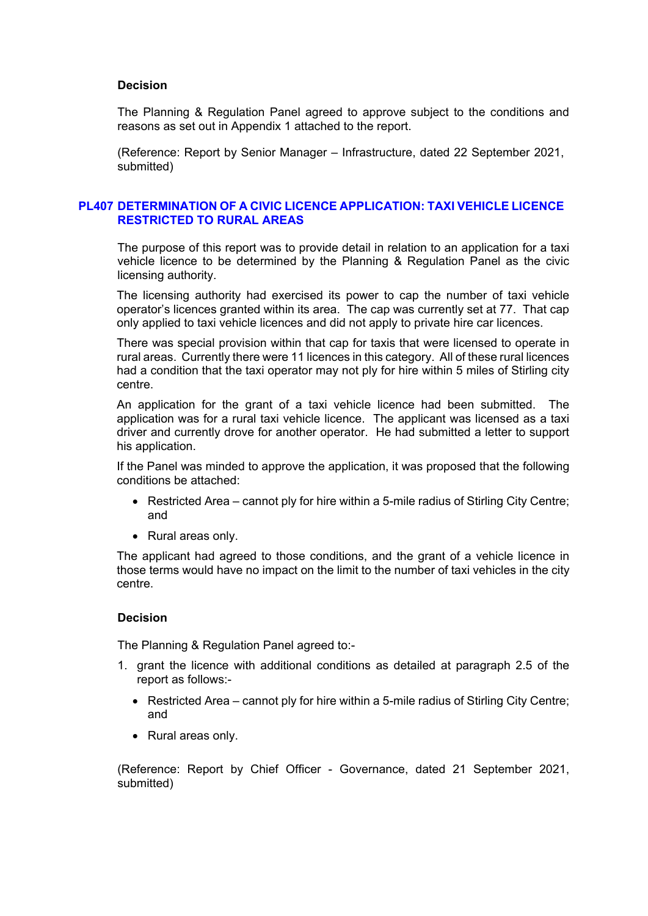**Decision**

The Planning & Regulation Panel agreed to approve subject to the conditions and reasons as set out in Appendix 1 attached to the report.

(Reference: Report by Senior Manager – Infrastructure, dated 22 September 2021, submitted)

## PL407 DETERMINATION OF A CIVIC LICENCE APPLICATION: TAXI VEHICLE LICENCE RESTRICTED TO RURAL AREAS

The purpose of this report was to provide detail in relation to an application for a taxi vehicle licence to be determined by the Planning & Regulation Panel as the civic licensing authority.

The licensing authority had exercised its power to cap the number of taxi vehicle operator's licences granted within its area. The cap was currently set at 77. That cap only applied to taxi vehicle licences and did not apply to private hire car licences.

There was special provision within that cap for taxis that were licensed to operate in rural areas. Currently there were 11 licences in this category. All of these rural licences had a condition that the taxi operator may not ply for hire within 5 miles of Stirling city centre.

An application for the grant of a taxi vehicle licence had been submitted. The application was for a rural taxi vehicle licence. The applicant was licensed as a taxi driver and currently drove for another operator. He had submitted a letter to support his application.

If the Panel was minded to approve the application, it was proposed that the following conditions be attached:

- Restricted Area – cannot ply for hire within a 5-mile radius of Stirling City Centre; and
- Rural areas only.

The applicant had agreed to those conditions, and the grant of a vehicle licence in those terms would have no impact on the limit to the number of taxi vehicles in the city centre.

**Decision**

The Planning & Regulation Panel agreed to:-

1. grant the licence with additional conditions as detailed at paragraph 2.5 of the report as follows:-
   - Restricted Area – cannot ply for hire within a 5-mile radius of Stirling City Centre; and
   - Rural areas only.

(Reference: Report by Chief Officer - Governance, dated 21 September 2021, submitted)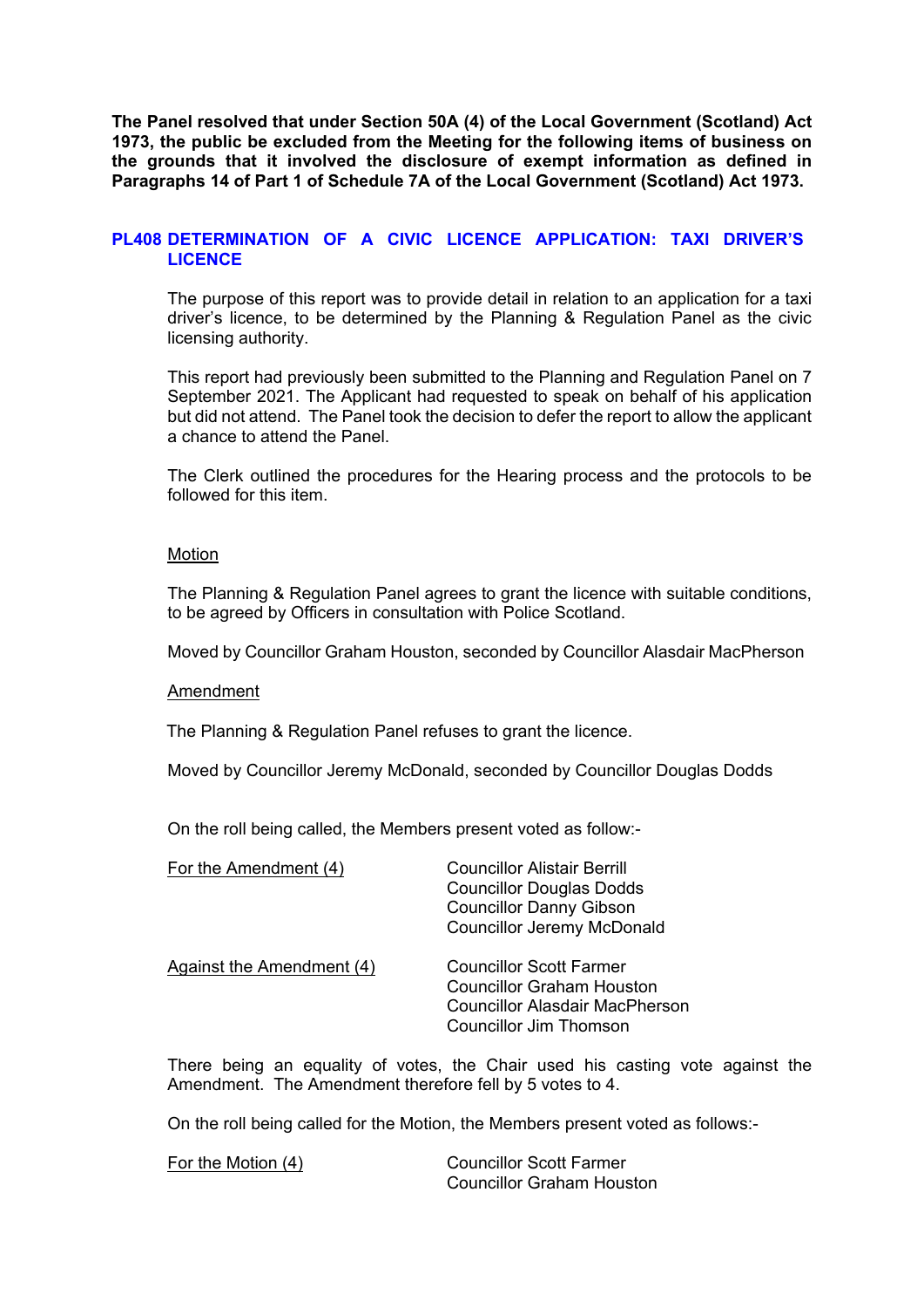**The Panel resolved that under Section 50A (4) of the Local Government (Scotland) Act 1973, the public be excluded from the Meeting for the following items of business on the grounds that it involved the disclosure of exempt information as defined in Paragraphs 14 of Part 1 of Schedule 7A of the Local Government (Scotland) Act 1973.**

## PL408 DETERMINATION OF A CIVIC LICENCE APPLICATION: TAXI DRIVER'S LICENCE

The purpose of this report was to provide detail in relation to an application for a taxi driver's licence, to be determined by the Planning & Regulation Panel as the civic licensing authority.

This report had previously been submitted to the Planning and Regulation Panel on 7 September 2021. The Applicant had requested to speak on behalf of his application but did not attend. The Panel took the decision to defer the report to allow the applicant a chance to attend the Panel.

The Clerk outlined the procedures for the Hearing process and the protocols to be followed for this item.

Motion

The Planning & Regulation Panel agrees to grant the licence with suitable conditions, to be agreed by Officers in consultation with Police Scotland.

Moved by Councillor Graham Houston, seconded by Councillor Alasdair MacPherson

Amendment

The Planning & Regulation Panel refuses to grant the licence.

Moved by Councillor Jeremy McDonald, seconded by Councillor Douglas Dodds

On the roll being called, the Members present voted as follow:-

For the Amendment (4)
- Councillor Alistair Berrill
- Councillor Douglas Dodds
- Councillor Danny Gibson
- Councillor Jeremy McDonald

Against the Amendment (4)
- Councillor Scott Farmer
- Councillor Graham Houston
- Councillor Alasdair MacPherson
- Councillor Jim Thomson

There being an equality of votes, the Chair used his casting vote against the Amendment. The Amendment therefore fell by 5 votes to 4.

On the roll being called for the Motion, the Members present voted as follows:-

For the Motion (4)
- Councillor Scott Farmer
- Councillor Graham Houston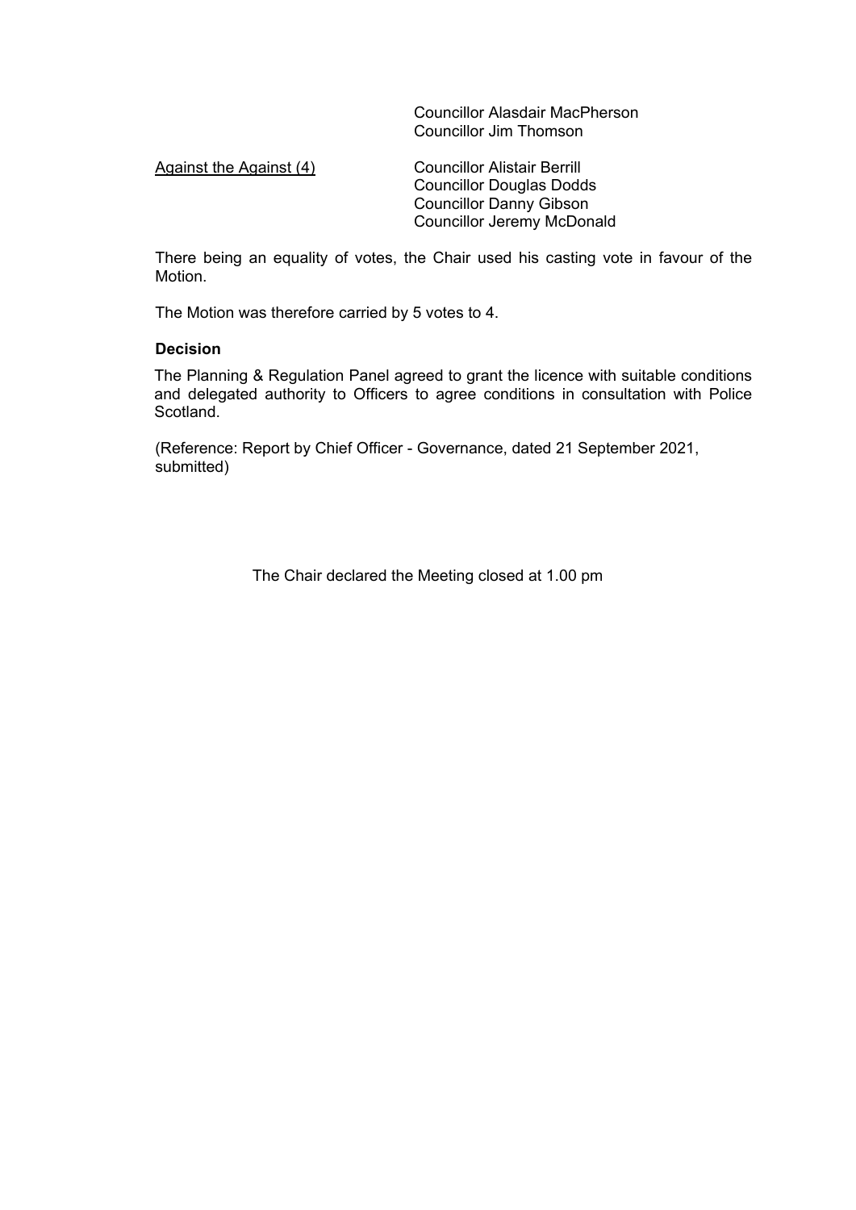Councillor Alasdair MacPherson
Councillor Jim Thomson

<u>Against the Against (4)</u>

Councillor Alistair Berrill
Councillor Douglas Dodds
Councillor Danny Gibson
Councillor Jeremy McDonald

There being an equality of votes, the Chair used his casting vote in favour of the Motion.

The Motion was therefore carried by 5 votes to 4.

**Decision**

The Planning & Regulation Panel agreed to grant the licence with suitable conditions and delegated authority to Officers to agree conditions in consultation with Police Scotland.

(Reference: Report by Chief Officer - Governance, dated 21 September 2021, submitted)

The Chair declared the Meeting closed at 1.00 pm